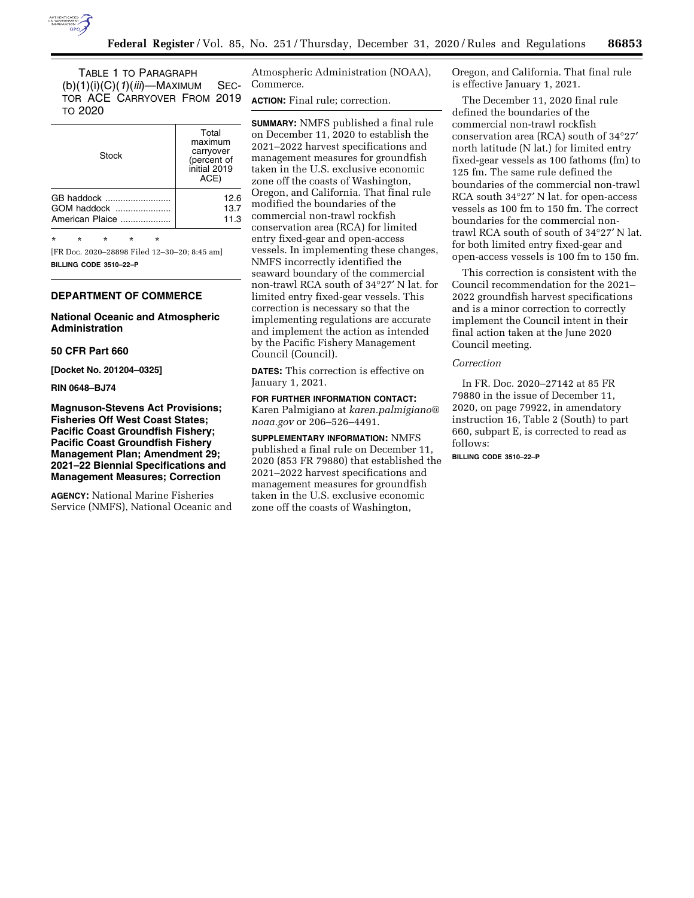TABLE 1 TO PARAGRAPH (b)(1)(i)(C)(*1*)(*iii*)—MAXIMUM SECTOR ACE CARRYOVER FROM 2019 TO 2020

| Stock | Total maximum carryover (percent of initial 2019 ACE) |
|---|---|
| GB haddock | 12.6 |
| GOM haddock | 13.7 |
| American Plaice | 11.3 |

\* \* \* \* \*

[FR Doc. 2020–28898 Filed 12–30–20; 8:45 am]

**BILLING CODE 3510–22–P**

## DEPARTMENT OF COMMERCE

### National Oceanic and Atmospheric Administration

### 50 CFR Part 660

**[Docket No. 201204–0325]**

**RIN 0648–BJ74**

### Magnuson-Stevens Act Provisions; Fisheries Off West Coast States; Pacific Coast Groundfish Fishery; Pacific Coast Groundfish Fishery Management Plan; Amendment 29; 2021–22 Biennial Specifications and Management Measures; Correction

**AGENCY:** National Marine Fisheries Service (NMFS), National Oceanic and Atmospheric Administration (NOAA), Commerce.

**ACTION:** Final rule; correction.

**SUMMARY:** NMFS published a final rule on December 11, 2020 to establish the 2021–2022 harvest specifications and management measures for groundfish taken in the U.S. exclusive economic zone off the coasts of Washington, Oregon, and California. That final rule modified the boundaries of the commercial non-trawl rockfish conservation area (RCA) for limited entry fixed-gear and open-access vessels. In implementing these changes, NMFS incorrectly identified the seaward boundary of the commercial non-trawl RCA south of 34°27′ N lat. for limited entry fixed-gear vessels. This correction is necessary so that the implementing regulations are accurate and implement the action as intended by the Pacific Fishery Management Council (Council).

**DATES:** This correction is effective on January 1, 2021.

**FOR FURTHER INFORMATION CONTACT:** Karen Palmigiano at *karen.palmigiano@noaa.gov* or 206–526–4491.

**SUPPLEMENTARY INFORMATION:** NMFS published a final rule on December 11, 2020 (853 FR 79880) that established the 2021–2022 harvest specifications and management measures for groundfish taken in the U.S. exclusive economic zone off the coasts of Washington, Oregon, and California. That final rule is effective January 1, 2021.

The December 11, 2020 final rule defined the boundaries of the commercial non-trawl rockfish conservation area (RCA) south of 34°27′ north latitude (N lat.) for limited entry fixed-gear vessels as 100 fathoms (fm) to 125 fm. The same rule defined the boundaries of the commercial non-trawl RCA south 34°27′ N lat. for open-access vessels as 100 fm to 150 fm. The correct boundaries for the commercial non-trawl RCA south of south of 34°27′ N lat. for both limited entry fixed-gear and open-access vessels is 100 fm to 150 fm.

This correction is consistent with the Council recommendation for the 2021–2022 groundfish harvest specifications and is a minor correction to correctly implement the Council intent in their final action taken at the June 2020 Council meeting.

*Correction*

In FR. Doc. 2020–27142 at 85 FR 79880 in the issue of December 11, 2020, on page 79922, in amendatory instruction 16, Table 2 (South) to part 660, subpart E, is corrected to read as follows:

**BILLING CODE 3510–22–P**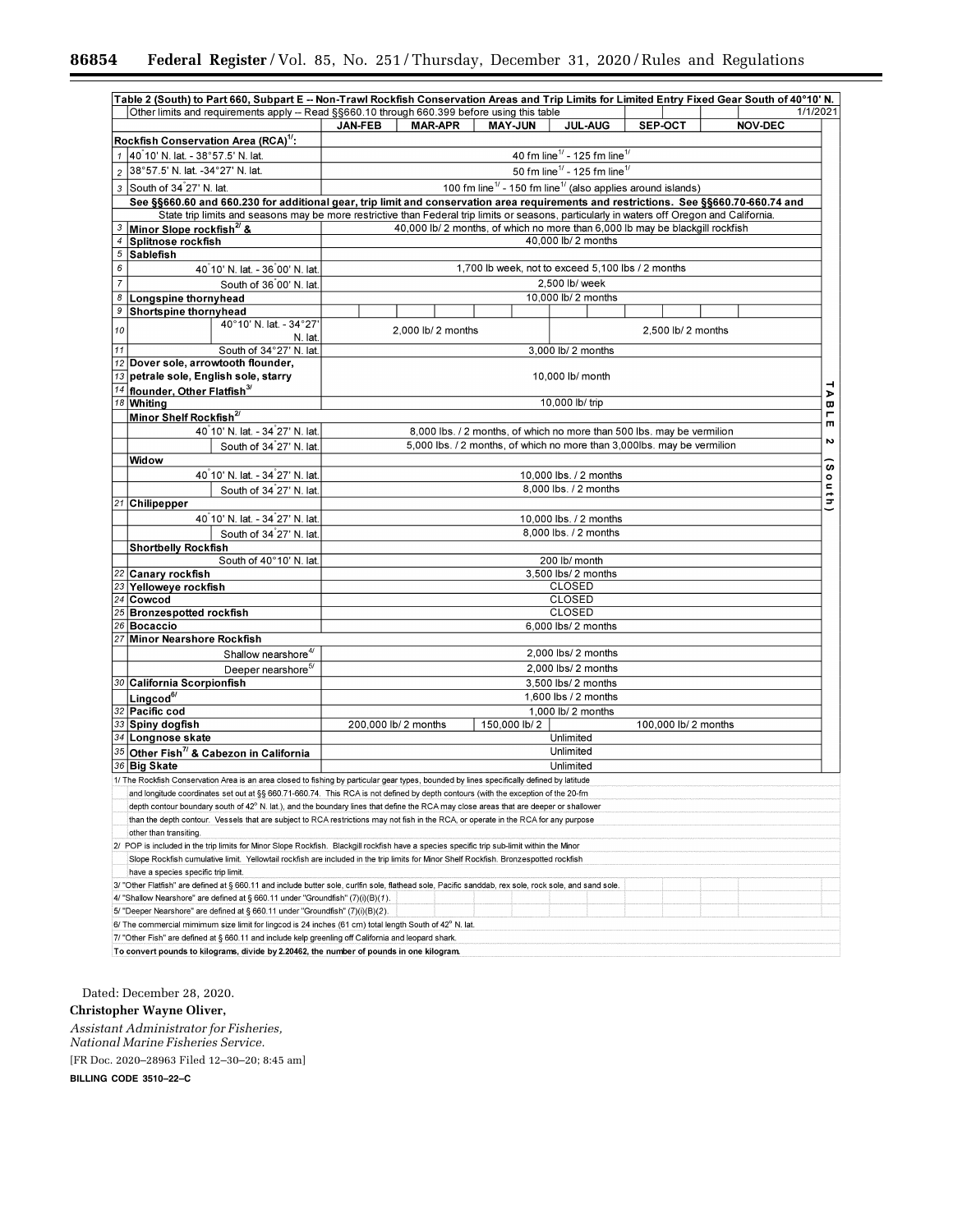Table 2 (South) to Part 660, Subpart E -- Non-Trawl Rockfish Conservation Areas and Trip Limits for Limited Entry Fixed Gear South of 40°10' N. Lat.

Other limits and requirements apply -- Read §§660.10 through 660.399 before using this table — 1/1/2021

| | | JAN-FEB | MAR-APR | MAY-JUN | JUL-AUG | SEP-OCT | NOV-DEC |
|---|---|---|---|---|---|---|---|
| | **Rockfish Conservation Area (RCA)[1/]:** | | | | | | |
| 1 | 40°10' N. lat. - 38°57.5' N. lat. | 40 fm line[1/] - 125 fm line[1/] | | | | | |
| 2 | 38°57.5' N. lat. -34°27' N. lat. | 50 fm line[1/] - 125 fm line[1/] | | | | | |
| 3 | South of 34°27' N. lat. | 100 fm line[1/] - 150 fm line[1/] (also applies around islands) | | | | | |
| | **See §§660.60 and 660.230 for additional gear, trip limit and conservation area requirements and restrictions. See §§660.70-660.74 and** State trip limits and seasons may be more restrictive than Federal trip limits or seasons, particularly in waters off Oregon and California. | | | | | | |
| 3 | **Minor Slope rockfish[2/] &** | 40,000 lb/ 2 months, of which no more than 6,000 lb may be blackgill rockfish | | | | | |
| 4 | **Splitnose rockfish** | 40,000 lb/ 2 months | | | | | |
| 5 | **Sablefish** | | | | | | |
| 6 | 40°10' N. lat. - 36°00' N. lat. | 1,700 lb week, not to exceed 5,100 lbs / 2 months | | | | | |
| 7 | South of 36°00' N. lat. | 2,500 lb/ week | | | | | |
| 8 | **Longspine thornyhead** | 10,000 lb/ 2 months | | | | | |
| 9 | **Shortspine thornyhead** | | | | | | |
| 10 | 40°10' N. lat. - 34°27' N. lat. | 2,000 lb/ 2 months | | | 2,500 lb/ 2 months | | |
| 11 | South of 34°27' N. lat. | 3,000 lb/ 2 months | | | | | |
| 12 | **Dover sole, arrowtooth flounder,** | | | | | | |
| 13 | **petrale sole, English sole, starry** | 10,000 lb/ month | | | | | |
| 14 | **flounder, Other Flatfish[3/]** | | | | | | |
| 18 | **Whiting** | 10,000 lb/ trip | | | | | |
| | **Minor Shelf Rockfish[2/]** | | | | | | |
| | 40°10' N. lat. - 34°27' N. lat. | 8,000 lbs. / 2 months, of which no more than 500 lbs. may be vermilion | | | | | |
| | South of 34°27' N. lat. | 5,000 lbs. / 2 months, of which no more than 3,000lbs. may be vermilion | | | | | |
| | **Widow** | | | | | | |
| | 40°10' N. lat. - 34°27' N. lat. | 10,000 lbs. / 2 months | | | | | |
| | South of 34°27' N. lat. | 8,000 lbs. / 2 months | | | | | |
| 21 | **Chilipepper** | | | | | | |
| | 40°10' N. lat. - 34°27' N. lat. | 10,000 lbs. / 2 months | | | | | |
| | South of 34°27' N. lat. | 8,000 lbs. / 2 months | | | | | |
| | **Shortbelly Rockfish** | | | | | | |
| | South of 40°10' N. lat. | 200 lb/ month | | | | | |
| 22 | **Canary rockfish** | 3,500 lbs/ 2 months | | | | | |
| 23 | **Yelloweye rockfish** | CLOSED | | | | | |
| 24 | **Cowcod** | CLOSED | | | | | |
| 25 | **Bronzespotted rockfish** | CLOSED | | | | | |
| 26 | **Bocaccio** | 6,000 lbs/ 2 months | | | | | |
| 27 | **Minor Nearshore Rockfish** | | | | | | |
| | Shallow nearshore[4/] | 2,000 lbs/ 2 months | | | | | |
| | Deeper nearshore[5/] | 2,000 lbs/ 2 months | | | | | |
| 30 | **California Scorpionfish** | 3,500 lbs/ 2 months | | | | | |
| | **Lingcod[6/]** | 1,600 lbs / 2 months | | | | | |
| 32 | **Pacific cod** | 1,000 lb/ 2 months | | | | | |
| 33 | **Spiny dogfish** | 200,000 lb/ 2 months | | 150,000 lb/ 2 | 100,000 lb/ 2 months | | |
| 34 | **Longnose skate** | Unlimited | | | | | |
| 35 | **Other Fish[7/] & Cabezon in California** | Unlimited | | | | | |
| 36 | **Big Skate** | Unlimited | | | | | |

1/ The Rockfish Conservation Area is an area closed to fishing by particular gear types, bounded by lines specifically defined by latitude and longitude coordinates set out at §§ 660.71-660.74. This RCA is not defined by depth contours (with the exception of the 20-fm depth contour boundary south of 42° N. lat.), and the boundary lines that define the RCA may close areas that are deeper or shallower than the depth contour. Vessels that are subject to RCA restrictions may not fish in the RCA, or operate in the RCA for any purpose other than transiting.

2/ POP is included in the trip limits for Minor Slope Rockfish. Blackgill rockfish have a species specific trip sub-limit within the Minor Slope Rockfish cumulative limit. Yellowtail rockfish are included in the trip limits for Minor Shelf Rockfish. Bronzespotted rockfish have a species specific trip limit.

3/ "Other Flatfish" are defined at § 660.11 and include butter sole, curlfin sole, flathead sole, Pacific sanddab, rex sole, rock sole, and sand sole.

4/ "Shallow Nearshore" are defined at § 660.11 under "Groundfish" (7)(i)(B)(*1*).

5/ "Deeper Nearshore" are defined at § 660.11 under "Groundfish" (7)(i)(B)(2).

6/ The commercial mimimum size limit for lingcod is 24 inches (61 cm) total length South of 42° N. lat.

7/ "Other Fish" are defined at § 660.11 and include kelp greenling off California and leopard shark.

**To convert pounds to kilograms, divide by 2.20462, the number of pounds in one kilogram.**

TABLE 2 (South)

Dated: December 28, 2020.

**Christopher Wayne Oliver,**

*Assistant Administrator for Fisheries, National Marine Fisheries Service.*

[FR Doc. 2020–28963 Filed 12–30–20; 8:45 am]

**BILLING CODE 3510–22–C**